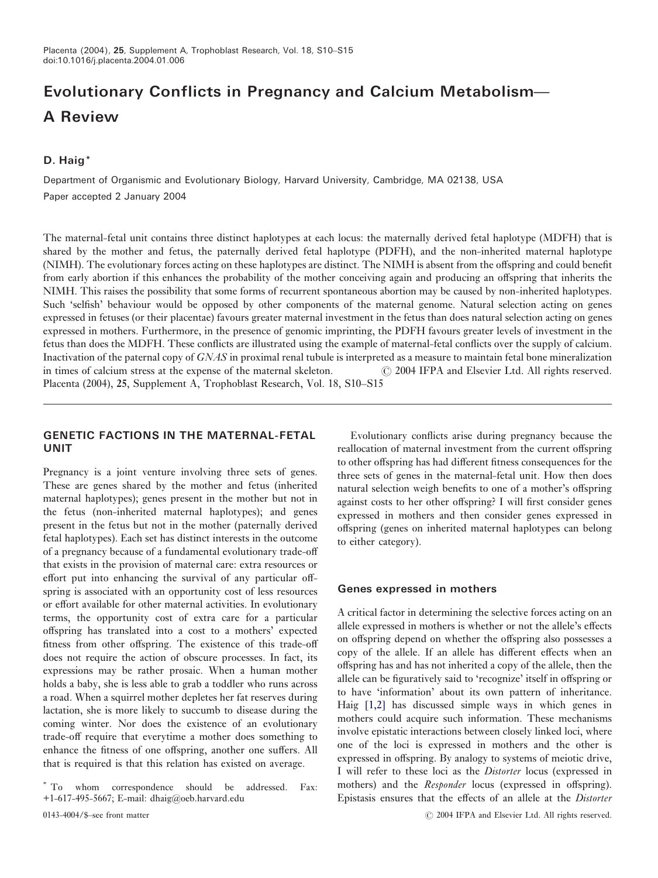# Evolutionary Conflicts in Pregnancy and Calcium Metabolism—A Review

**D. Haig** *

Department of Organismic and Evolutionary Biology, Harvard University, Cambridge, MA 02138, USA

Paper accepted 2 January 2004

The maternal-fetal unit contains three distinct haplotypes at each locus: the maternally derived fetal haplotype (MDFH) that is shared by the mother and fetus, the paternally derived fetal haplotype (PDFH), and the non-inherited maternal haplotype (NIMH). The evolutionary forces acting on these haplotypes are distinct. The NIMH is absent from the offspring and could benefit from early abortion if this enhances the probability of the mother conceiving again and producing an offspring that inherits the NIMH. This raises the possibility that some forms of recurrent spontaneous abortion may be caused by non-inherited haplotypes. Such 'selfish' behaviour would be opposed by other components of the maternal genome. Natural selection acting on genes expressed in fetuses (or their placentae) favours greater maternal investment in the fetus than does natural selection acting on genes expressed in mothers. Furthermore, in the presence of genomic imprinting, the PDFH favours greater levels of investment in the fetus than does the MDFH. These conflicts are illustrated using the example of maternal-fetal conflicts over the supply of calcium. Inactivation of the paternal copy of *GNAS* in proximal renal tubule is interpreted as a measure to maintain fetal bone mineralization in times of calcium stress at the expense of the maternal skeleton. © 2004 IFPA and Elsevier Ltd. All rights reserved.
Placenta (2004), 25, Supplement A, Trophoblast Research, Vol. 18, S10–S15

## GENETIC FACTIONS IN THE MATERNAL-FETAL UNIT

Pregnancy is a joint venture involving three sets of genes. These are genes shared by the mother and fetus (inherited maternal haplotypes); genes present in the mother but not in the fetus (non-inherited maternal haplotypes); and genes present in the fetus but not in the mother (paternally derived fetal haplotypes). Each set has distinct interests in the outcome of a pregnancy because of a fundamental evolutionary trade-off that exists in the provision of maternal care: extra resources or effort put into enhancing the survival of any particular offspring is associated with an opportunity cost of less resources or effort available for other maternal activities. In evolutionary terms, the opportunity cost of extra care for a particular offspring has translated into a cost to a mothers' expected fitness from other offspring. The existence of this trade-off does not require the action of obscure processes. In fact, its expressions may be rather prosaic. When a human mother holds a baby, she is less able to grab a toddler who runs across a road. When a squirrel mother depletes her fat reserves during lactation, she is more likely to succumb to disease during the coming winter. Nor does the existence of an evolutionary trade-off require that everytime a mother does something to enhance the fitness of one offspring, another one suffers. All that is required is that this relation has existed on average.

Evolutionary conflicts arise during pregnancy because the reallocation of maternal investment from the current offspring to other offspring has had different fitness consequences for the three sets of genes in the maternal-fetal unit. How then does natural selection weigh benefits to one of a mother's offspring against costs to her other offspring? I will first consider genes expressed in mothers and then consider genes expressed in offspring (genes on inherited maternal haplotypes can belong to either category).

### Genes expressed in mothers

A critical factor in determining the selective forces acting on an allele expressed in mothers is whether or not the allele's effects on offspring depend on whether the offspring also possesses a copy of the allele. If an allele has different effects when an offspring has and has not inherited a copy of the allele, then the allele can be figuratively said to 'recognize' itself in offspring or to have 'information' about its own pattern of inheritance. Haig [1,2] has discussed simple ways in which genes in mothers could acquire such information. These mechanisms involve epistatic interactions between closely linked loci, where one of the loci is expressed in mothers and the other is expressed in offspring. By analogy to systems of meiotic drive, I will refer to these loci as the *Distorter* locus (expressed in mothers) and the *Responder* locus (expressed in offspring). Epistasis ensures that the effects of an allele at the *Distorter*

* To whom correspondence should be addressed. Fax: +1-617-495-5667; E-mail: dhaig@oeb.harvard.edu

0143-4004/$–see front matter © 2004 IFPA and Elsevier Ltd. All rights reserved.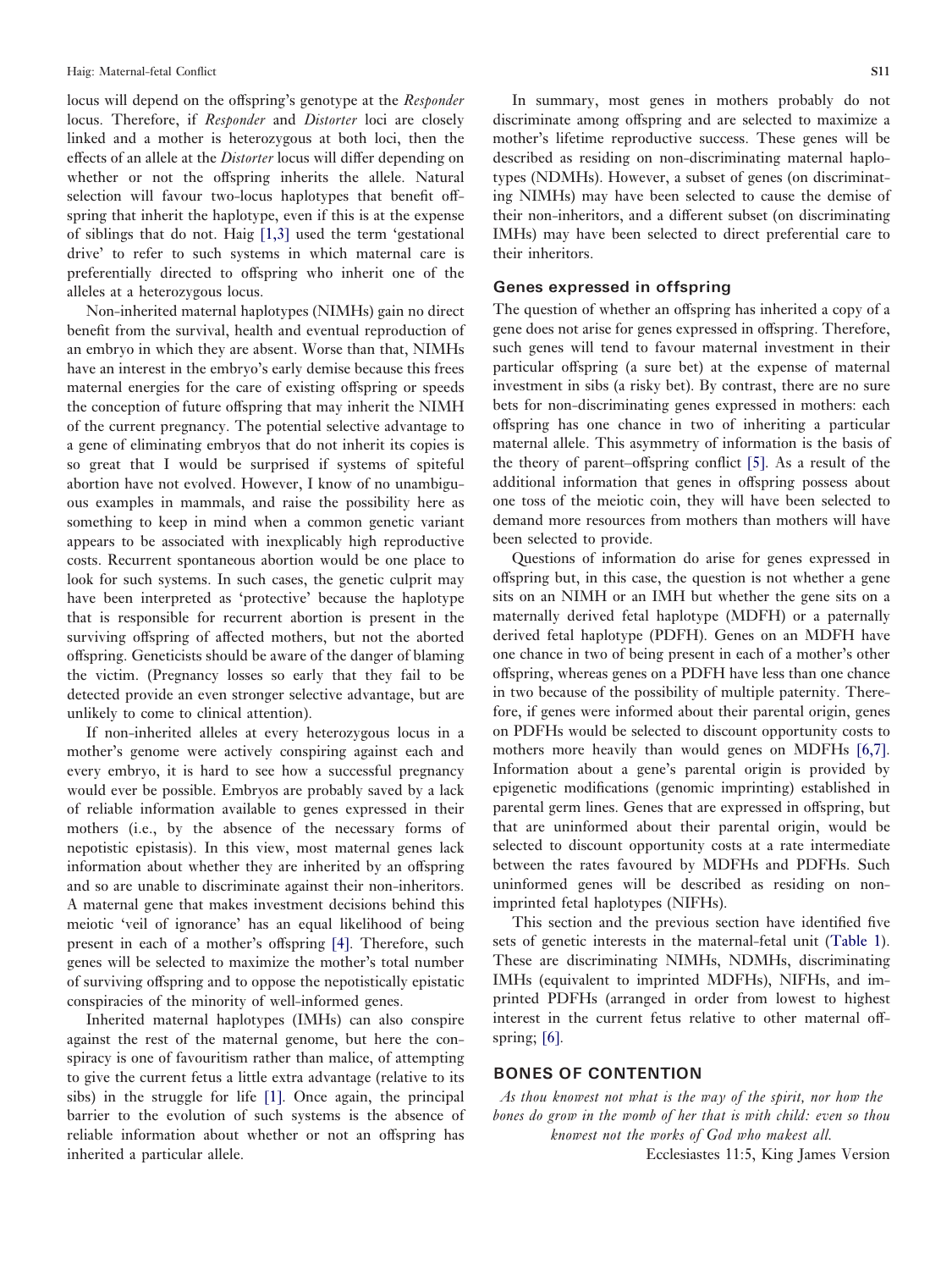locus will depend on the offspring's genotype at the *Responder* locus. Therefore, if *Responder* and *Distorter* loci are closely linked and a mother is heterozygous at both loci, then the effects of an allele at the *Distorter* locus will differ depending on whether or not the offspring inherits the allele. Natural selection will favour two-locus haplotypes that benefit offspring that inherit the haplotype, even if this is at the expense of siblings that do not. Haig [1,3] used the term 'gestational drive' to refer to such systems in which maternal care is preferentially directed to offspring who inherit one of the alleles at a heterozygous locus.

Non-inherited maternal haplotypes (NIMHs) gain no direct benefit from the survival, health and eventual reproduction of an embryo in which they are absent. Worse than that, NIMHs have an interest in the embryo's early demise because this frees maternal energies for the care of existing offspring or speeds the conception of future offspring that may inherit the NIMH of the current pregnancy. The potential selective advantage to a gene of eliminating embryos that do not inherit its copies is so great that I would be surprised if systems of spiteful abortion have not evolved. However, I know of no unambiguous examples in mammals, and raise the possibility here as something to keep in mind when a common genetic variant appears to be associated with inexplicably high reproductive costs. Recurrent spontaneous abortion would be one place to look for such systems. In such cases, the genetic culprit may have been interpreted as 'protective' because the haplotype that is responsible for recurrent abortion is present in the surviving offspring of affected mothers, but not the aborted offspring. Geneticists should be aware of the danger of blaming the victim. (Pregnancy losses so early that they fail to be detected provide an even stronger selective advantage, but are unlikely to come to clinical attention).

If non-inherited alleles at every heterozygous locus in a mother's genome were actively conspiring against each and every embryo, it is hard to see how a successful pregnancy would ever be possible. Embryos are probably saved by a lack of reliable information available to genes expressed in their mothers (i.e., by the absence of the necessary forms of nepotistic epistasis). In this view, most maternal genes lack information about whether they are inherited by an offspring and so are unable to discriminate against their non-inheritors. A maternal gene that makes investment decisions behind this meiotic 'veil of ignorance' has an equal likelihood of being present in each of a mother's offspring [4]. Therefore, such genes will be selected to maximize the mother's total number of surviving offspring and to oppose the nepotistically epistatic conspiracies of the minority of well-informed genes.

Inherited maternal haplotypes (IMHs) can also conspire against the rest of the maternal genome, but here the conspiracy is one of favouritism rather than malice, of attempting to give the current fetus a little extra advantage (relative to its sibs) in the struggle for life [1]. Once again, the principal barrier to the evolution of such systems is the absence of reliable information about whether or not an offspring has inherited a particular allele.

In summary, most genes in mothers probably do not discriminate among offspring and are selected to maximize a mother's lifetime reproductive success. These genes will be described as residing on non-discriminating maternal haplotypes (NDMHs). However, a subset of genes (on discriminating NIMHs) may have been selected to cause the demise of their non-inheritors, and a different subset (on discriminating IMHs) may have been selected to direct preferential care to their inheritors.

### Genes expressed in offspring

The question of whether an offspring has inherited a copy of a gene does not arise for genes expressed in offspring. Therefore, such genes will tend to favour maternal investment in their particular offspring (a sure bet) at the expense of maternal investment in sibs (a risky bet). By contrast, there are no sure bets for non-discriminating genes expressed in mothers: each offspring has one chance in two of inheriting a particular maternal allele. This asymmetry of information is the basis of the theory of parent–offspring conflict [5]. As a result of the additional information that genes in offspring possess about one toss of the meiotic coin, they will have been selected to demand more resources from mothers than mothers will have been selected to provide.

Questions of information do arise for genes expressed in offspring but, in this case, the question is not whether a gene sits on an NIMH or an IMH but whether the gene sits on a maternally derived fetal haplotype (MDFH) or a paternally derived fetal haplotype (PDFH). Genes on an MDFH have one chance in two of being present in each of a mother's other offspring, whereas genes on a PDFH have less than one chance in two because of the possibility of multiple paternity. Therefore, if genes were informed about their parental origin, genes on PDFHs would be selected to discount opportunity costs to mothers more heavily than would genes on MDFHs [6,7]. Information about a gene's parental origin is provided by epigenetic modifications (genomic imprinting) established in parental germ lines. Genes that are expressed in offspring, but that are uninformed about their parental origin, would be selected to discount opportunity costs at a rate intermediate between the rates favoured by MDFHs and PDFHs. Such uninformed genes will be described as residing on non-imprinted fetal haplotypes (NIFHs).

This section and the previous section have identified five sets of genetic interests in the maternal-fetal unit (Table 1). These are discriminating NIMHs, NDMHs, discriminating IMHs (equivalent to imprinted MDFHs), NIFHs, and imprinted PDFHs (arranged in order from lowest to highest interest in the current fetus relative to other maternal offspring; [6].

## BONES OF CONTENTION

*As thou knowest not what is the way of the spirit, nor how the bones do grow in the womb of her that is with child: even so thou knowest not the works of God who makest all.*

Ecclesiastes 11:5, King James Version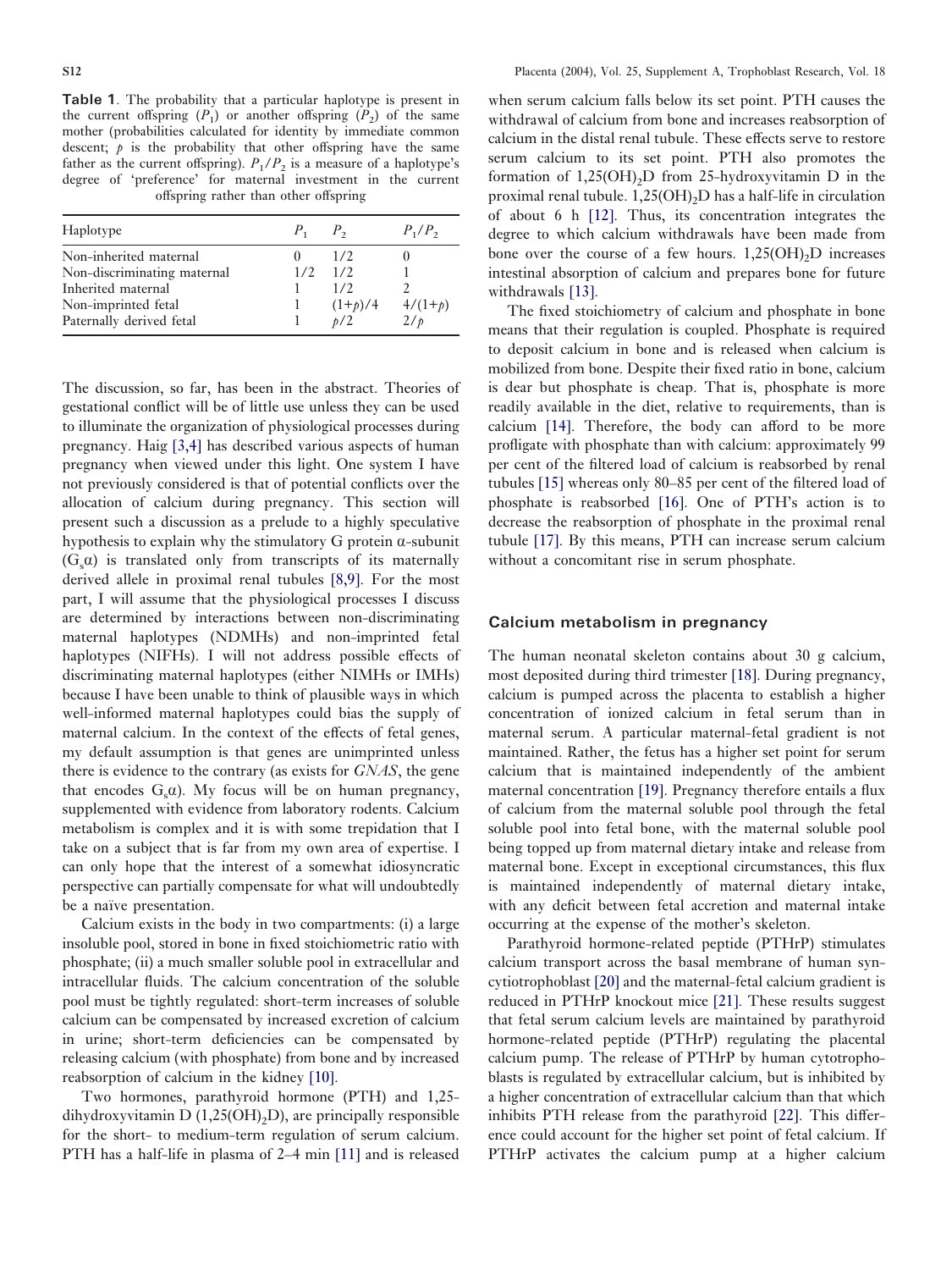**Table 1**. The probability that a particular haplotype is present in the current offspring ($P_1$) or another offspring ($P_2$) of the same mother (probabilities calculated for identity by immediate common descent; $p$ is the probability that other offspring have the same father as the current offspring). $P_1/P_2$ is a measure of a haplotype's degree of 'preference' for maternal investment in the current offspring rather than other offspring

| Haplotype | $P_1$ | $P_2$ | $P_1/P_2$ |
|---|---|---|---|
| Non-inherited maternal | 0 | 1/2 | 0 |
| Non-discriminating maternal | 1/2 | 1/2 | 1 |
| Inherited maternal | 1 | 1/2 | 2 |
| Non-imprinted fetal | 1 | $(1+p)/4$ | $4/(1+p)$ |
| Paternally derived fetal | 1 | $p/2$ | $2/p$ |

The discussion, so far, has been in the abstract. Theories of gestational conflict will be of little use unless they can be used to illuminate the organization of physiological processes during pregnancy. Haig [3,4] has described various aspects of human pregnancy when viewed under this light. One system I have not previously considered is that of potential conflicts over the allocation of calcium during pregnancy. This section will present such a discussion as a prelude to a highly speculative hypothesis to explain why the stimulatory G protein α-subunit ($G_s\alpha$) is translated only from transcripts of its maternally derived allele in proximal renal tubules [8,9]. For the most part, I will assume that the physiological processes I discuss are determined by interactions between non-discriminating maternal haplotypes (NDMHs) and non-imprinted fetal haplotypes (NIFHs). I will not address possible effects of discriminating maternal haplotypes (either NIMHs or IMHs) because I have been unable to think of plausible ways in which well-informed maternal haplotypes could bias the supply of maternal calcium. In the context of the effects of fetal genes, my default assumption is that genes are unimprinted unless there is evidence to the contrary (as exists for *GNAS*, the gene that encodes $G_s\alpha$). My focus will be on human pregnancy, supplemented with evidence from laboratory rodents. Calcium metabolism is complex and it is with some trepidation that I take on a subject that is far from my own area of expertise. I can only hope that the interest of a somewhat idiosyncratic perspective can partially compensate for what will undoubtedly be a naïve presentation.

Calcium exists in the body in two compartments: (i) a large insoluble pool, stored in bone in fixed stoichiometric ratio with phosphate; (ii) a much smaller soluble pool in extracellular and intracellular fluids. The calcium concentration of the soluble pool must be tightly regulated: short-term increases of soluble calcium can be compensated by increased excretion of calcium in urine; short-term deficiencies can be compensated by releasing calcium (with phosphate) from bone and by increased reabsorption of calcium in the kidney [10].

Two hormones, parathyroid hormone (PTH) and 1,25-dihydroxyvitamin D ($1,25(OH)_2D$), are principally responsible for the short- to medium-term regulation of serum calcium. PTH has a half-life in plasma of 2–4 min [11] and is released when serum calcium falls below its set point. PTH causes the withdrawal of calcium from bone and increases reabsorption of calcium in the distal renal tubule. These effects serve to restore serum calcium to its set point. PTH also promotes the formation of $1,25(OH)_2D$ from 25-hydroxyvitamin D in the proximal renal tubule. $1,25(OH)_2D$ has a half-life in circulation of about 6 h [12]. Thus, its concentration integrates the degree to which calcium withdrawals have been made from bone over the course of a few hours. $1,25(OH)_2D$ increases intestinal absorption of calcium and prepares bone for future withdrawals [13].

The fixed stoichiometry of calcium and phosphate in bone means that their regulation is coupled. Phosphate is required to deposit calcium in bone and is released when calcium is mobilized from bone. Despite their fixed ratio in bone, calcium is dear but phosphate is cheap. That is, phosphate is more readily available in the diet, relative to requirements, than is calcium [14]. Therefore, the body can afford to be more profligate with phosphate than with calcium: approximately 99 per cent of the filtered load of calcium is reabsorbed by renal tubules [15] whereas only 80–85 per cent of the filtered load of phosphate is reabsorbed [16]. One of PTH's action is to decrease the reabsorption of phosphate in the proximal renal tubule [17]. By this means, PTH can increase serum calcium without a concomitant rise in serum phosphate.

## Calcium metabolism in pregnancy

The human neonatal skeleton contains about 30 g calcium, most deposited during third trimester [18]. During pregnancy, calcium is pumped across the placenta to establish a higher concentration of ionized calcium in fetal serum than in maternal serum. A particular maternal-fetal gradient is not maintained. Rather, the fetus has a higher set point for serum calcium that is maintained independently of the ambient maternal concentration [19]. Pregnancy therefore entails a flux of calcium from the maternal soluble pool through the fetal soluble pool into fetal bone, with the maternal soluble pool being topped up from maternal dietary intake and release from maternal bone. Except in exceptional circumstances, this flux is maintained independently of maternal dietary intake, with any deficit between fetal accretion and maternal intake occurring at the expense of the mother's skeleton.

Parathyroid hormone-related peptide (PTHrP) stimulates calcium transport across the basal membrane of human syncytiotrophoblast [20] and the maternal-fetal calcium gradient is reduced in PTHrP knockout mice [21]. These results suggest that fetal serum calcium levels are maintained by parathyroid hormone-related peptide (PTHrP) regulating the placental calcium pump. The release of PTHrP by human cytotrophoblasts is regulated by extracellular calcium, but is inhibited by a higher concentration of extracellular calcium than that which inhibits PTH release from the parathyroid [22]. This difference could account for the higher set point of fetal calcium. If PTHrP activates the calcium pump at a higher calcium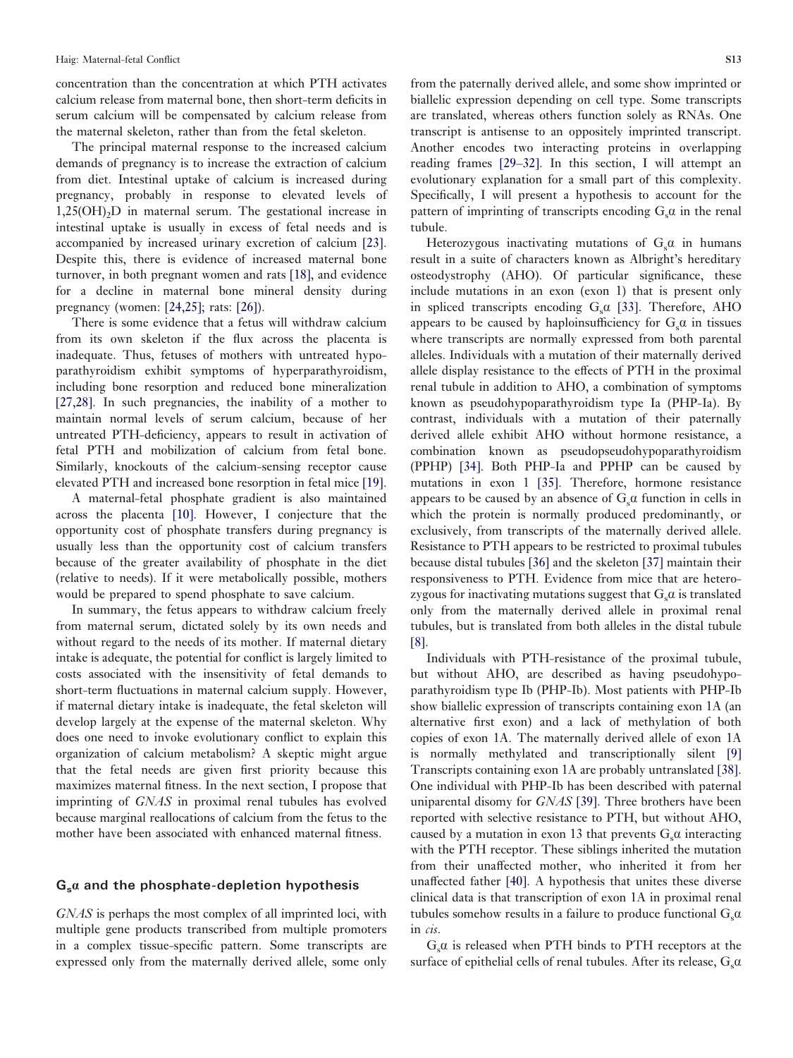concentration than the concentration at which PTH activates calcium release from maternal bone, then short-term deficits in serum calcium will be compensated by calcium release from the maternal skeleton, rather than from the fetal skeleton.

The principal maternal response to the increased calcium demands of pregnancy is to increase the extraction of calcium from diet. Intestinal uptake of calcium is increased during pregnancy, probably in response to elevated levels of $1,25(OH)_2D$ in maternal serum. The gestational increase in intestinal uptake is usually in excess of fetal needs and is accompanied by increased urinary excretion of calcium [23]. Despite this, there is evidence of increased maternal bone turnover, in both pregnant women and rats [18], and evidence for a decline in maternal bone mineral density during pregnancy (women: [24,25]; rats: [26]).

There is some evidence that a fetus will withdraw calcium from its own skeleton if the flux across the placenta is inadequate. Thus, fetuses of mothers with untreated hypoparathyroidism exhibit symptoms of hyperparathyroidism, including bone resorption and reduced bone mineralization [27,28]. In such pregnancies, the inability of a mother to maintain normal levels of serum calcium, because of her untreated PTH-deficiency, appears to result in activation of fetal PTH and mobilization of calcium from fetal bone. Similarly, knockouts of the calcium-sensing receptor cause elevated PTH and increased bone resorption in fetal mice [19].

A maternal-fetal phosphate gradient is also maintained across the placenta [10]. However, I conjecture that the opportunity cost of phosphate transfers during pregnancy is usually less than the opportunity cost of calcium transfers because of the greater availability of phosphate in the diet (relative to needs). If it were metabolically possible, mothers would be prepared to spend phosphate to save calcium.

In summary, the fetus appears to withdraw calcium freely from maternal serum, dictated solely by its own needs and without regard to the needs of its mother. If maternal dietary intake is adequate, the potential for conflict is largely limited to costs associated with the insensitivity of fetal demands to short-term fluctuations in maternal calcium supply. However, if maternal dietary intake is inadequate, the fetal skeleton will develop largely at the expense of the maternal skeleton. Why does one need to invoke evolutionary conflict to explain this organization of calcium metabolism? A skeptic might argue that the fetal needs are given first priority because this maximizes maternal fitness. In the next section, I propose that imprinting of *GNAS* in proximal renal tubules has evolved because marginal reallocations of calcium from the fetus to the mother have been associated with enhanced maternal fitness.

## $G_s\alpha$ and the phosphate-depletion hypothesis

*GNAS* is perhaps the most complex of all imprinted loci, with multiple gene products transcribed from multiple promoters in a complex tissue-specific pattern. Some transcripts are expressed only from the maternally derived allele, some only from the paternally derived allele, and some show imprinted or biallelic expression depending on cell type. Some transcripts are translated, whereas others function solely as RNAs. One transcript is antisense to an oppositely imprinted transcript. Another encodes two interacting proteins in overlapping reading frames [29–32]. In this section, I will attempt an evolutionary explanation for a small part of this complexity. Specifically, I will present a hypothesis to account for the pattern of imprinting of transcripts encoding $G_s\alpha$ in the renal tubule.

Heterozygous inactivating mutations of $G_s\alpha$ in humans result in a suite of characters known as Albright's hereditary osteodystrophy (AHO). Of particular significance, these include mutations in an exon (exon 1) that is present only in spliced transcripts encoding $G_s\alpha$ [33]. Therefore, AHO appears to be caused by haploinsufficiency for $G_s\alpha$ in tissues where transcripts are normally expressed from both parental alleles. Individuals with a mutation of their maternally derived allele display resistance to the effects of PTH in the proximal renal tubule in addition to AHO, a combination of symptoms known as pseudohypoparathyroidism type Ia (PHP-Ia). By contrast, individuals with a mutation of their paternally derived allele exhibit AHO without hormone resistance, a combination known as pseudopseudohypoparathyroidism (PPHP) [34]. Both PHP-Ia and PPHP can be caused by mutations in exon 1 [35]. Therefore, hormone resistance appears to be caused by an absence of $G_s\alpha$ function in cells in which the protein is normally produced predominantly, or exclusively, from transcripts of the maternally derived allele. Resistance to PTH appears to be restricted to proximal tubules because distal tubules [36] and the skeleton [37] maintain their responsiveness to PTH. Evidence from mice that are heterozygous for inactivating mutations suggest that $G_s\alpha$ is translated only from the maternally derived allele in proximal renal tubules, but is translated from both alleles in the distal tubule [8].

Individuals with PTH-resistance of the proximal tubule, but without AHO, are described as having pseudohypoparathyroidism type Ib (PHP-Ib). Most patients with PHP-Ib show biallelic expression of transcripts containing exon 1A (an alternative first exon) and a lack of methylation of both copies of exon 1A. The maternally derived allele of exon 1A is normally methylated and transcriptionally silent [9] Transcripts containing exon 1A are probably untranslated [38]. One individual with PHP-Ib has been described with paternal uniparental disomy for *GNAS* [39]. Three brothers have been reported with selective resistance to PTH, but without AHO, caused by a mutation in exon 13 that prevents $G_s\alpha$ interacting with the PTH receptor. These siblings inherited the mutation from their unaffected mother, who inherited it from her unaffected father [40]. A hypothesis that unites these diverse clinical data is that transcription of exon 1A in proximal renal tubules somehow results in a failure to produce functional $G_s\alpha$ in *cis*.

$G_s\alpha$ is released when PTH binds to PTH receptors at the surface of epithelial cells of renal tubules. After its release, $G_s\alpha$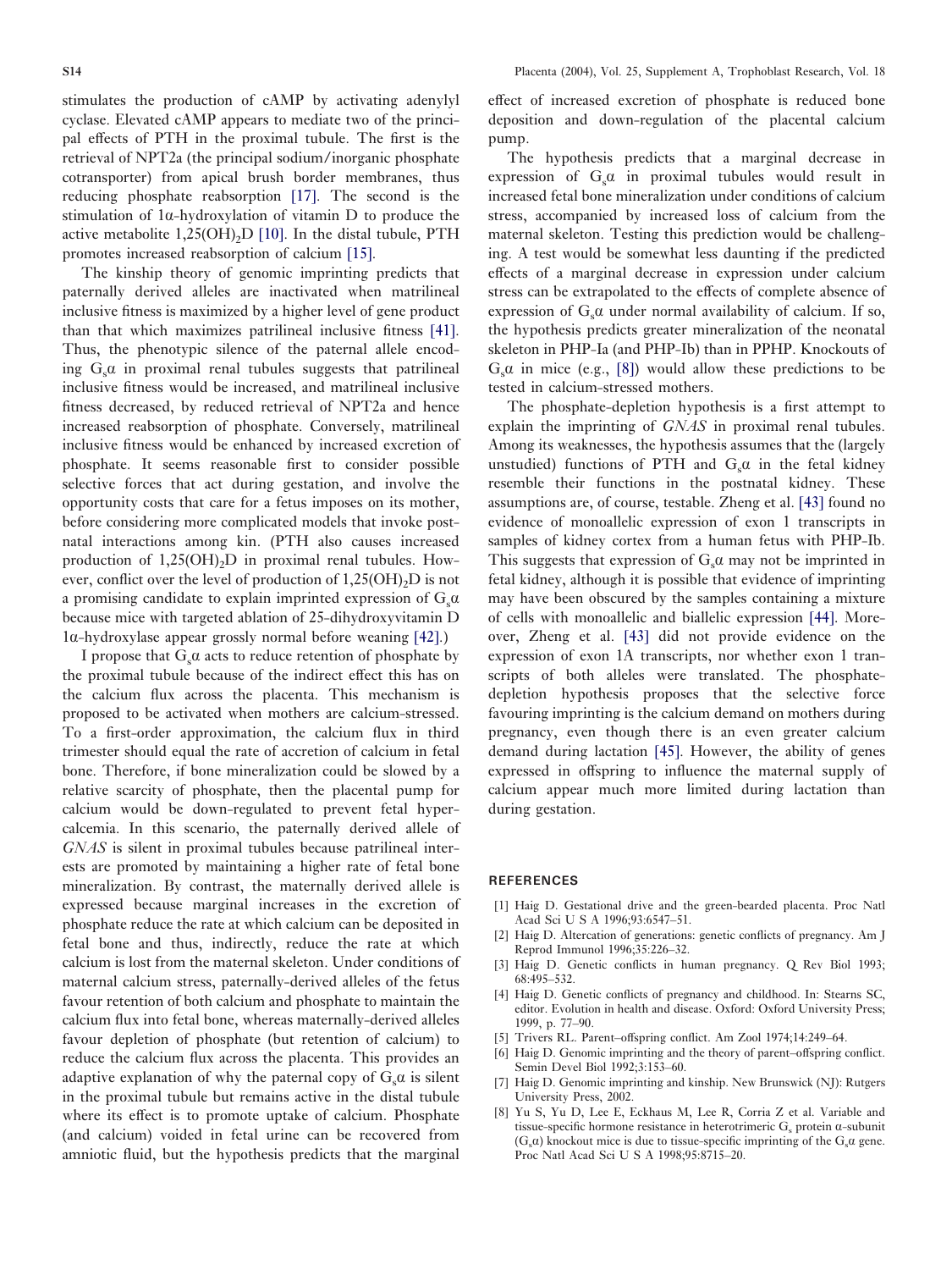stimulates the production of cAMP by activating adenylyl cyclase. Elevated cAMP appears to mediate two of the principal effects of PTH in the proximal tubule. The first is the retrieval of NPT2a (the principal sodium/inorganic phosphate cotransporter) from apical brush border membranes, thus reducing phosphate reabsorption [17]. The second is the stimulation of 1α-hydroxylation of vitamin D to produce the active metabolite $1,25(OH)_2D$ [10]. In the distal tubule, PTH promotes increased reabsorption of calcium [15].

The kinship theory of genomic imprinting predicts that paternally derived alleles are inactivated when matrilineal inclusive fitness is maximized by a higher level of gene product than that which maximizes patrilineal inclusive fitness [41]. Thus, the phenotypic silence of the paternal allele encoding $G_s\alpha$ in proximal renal tubules suggests that patrilineal inclusive fitness would be increased, and matrilineal inclusive fitness decreased, by reduced retrieval of NPT2a and hence increased reabsorption of phosphate. Conversely, matrilineal inclusive fitness would be enhanced by increased excretion of phosphate. It seems reasonable first to consider possible selective forces that act during gestation, and involve the opportunity costs that care for a fetus imposes on its mother, before considering more complicated models that invoke postnatal interactions among kin. (PTH also causes increased production of $1,25(OH)_2D$ in proximal renal tubules. However, conflict over the level of production of $1,25(OH)_2D$ is not a promising candidate to explain imprinted expression of $G_s\alpha$ because mice with targeted ablation of 25-dihydroxyvitamin D 1α-hydroxylase appear grossly normal before weaning [42].)

I propose that $G_s\alpha$ acts to reduce retention of phosphate by the proximal tubule because of the indirect effect this has on the calcium flux across the placenta. This mechanism is proposed to be activated when mothers are calcium-stressed. To a first-order approximation, the calcium flux in third trimester should equal the rate of accretion of calcium in fetal bone. Therefore, if bone mineralization could be slowed by a relative scarcity of phosphate, then the placental pump for calcium would be down-regulated to prevent fetal hypercalcemia. In this scenario, the paternally derived allele of *GNAS* is silent in proximal tubules because patrilineal interests are promoted by maintaining a higher rate of fetal bone mineralization. By contrast, the maternally derived allele is expressed because marginal increases in the excretion of phosphate reduce the rate at which calcium can be deposited in fetal bone and thus, indirectly, reduce the rate at which calcium is lost from the maternal skeleton. Under conditions of maternal calcium stress, paternally-derived alleles of the fetus favour retention of both calcium and phosphate to maintain the calcium flux into fetal bone, whereas maternally-derived alleles favour depletion of phosphate (but retention of calcium) to reduce the calcium flux across the placenta. This provides an adaptive explanation of why the paternal copy of $G_s\alpha$ is silent in the proximal tubule but remains active in the distal tubule where its effect is to promote uptake of calcium. Phosphate (and calcium) voided in fetal urine can be recovered from amniotic fluid, but the hypothesis predicts that the marginal effect of increased excretion of phosphate is reduced bone deposition and down-regulation of the placental calcium pump.

The hypothesis predicts that a marginal decrease in expression of $G_s\alpha$ in proximal tubules would result in increased fetal bone mineralization under conditions of calcium stress, accompanied by increased loss of calcium from the maternal skeleton. Testing this prediction would be challenging. A test would be somewhat less daunting if the predicted effects of a marginal decrease in expression under calcium stress can be extrapolated to the effects of complete absence of expression of $G_s\alpha$ under normal availability of calcium. If so, the hypothesis predicts greater mineralization of the neonatal skeleton in PHP-Ia (and PHP-Ib) than in PPHP. Knockouts of $G_s\alpha$ in mice (e.g., [8]) would allow these predictions to be tested in calcium-stressed mothers.

The phosphate-depletion hypothesis is a first attempt to explain the imprinting of *GNAS* in proximal renal tubules. Among its weaknesses, the hypothesis assumes that the (largely unstudied) functions of PTH and $G_s\alpha$ in the fetal kidney resemble their functions in the postnatal kidney. These assumptions are, of course, testable. Zheng et al. [43] found no evidence of monoallelic expression of exon 1 transcripts in samples of kidney cortex from a human fetus with PHP-Ib. This suggests that expression of $G_s\alpha$ may not be imprinted in fetal kidney, although it is possible that evidence of imprinting may have been obscured by the samples containing a mixture of cells with monoallelic and biallelic expression [44]. Moreover, Zheng et al. [43] did not provide evidence on the expression of exon 1A transcripts, nor whether exon 1 transcripts of both alleles were translated. The phosphate-depletion hypothesis proposes that the selective force favouring imprinting is the calcium demand on mothers during pregnancy, even though there is an even greater calcium demand during lactation [45]. However, the ability of genes expressed in offspring to influence the maternal supply of calcium appear much more limited during lactation than during gestation.

## REFERENCES

[1] Haig D. Gestational drive and the green-bearded placenta. Proc Natl Acad Sci U S A 1996;93:6547–51.

[2] Haig D. Altercation of generations: genetic conflicts of pregnancy. Am J Reprod Immunol 1996;35:226–32.

[3] Haig D. Genetic conflicts in human pregnancy. Q Rev Biol 1993; 68:495–532.

[4] Haig D. Genetic conflicts of pregnancy and childhood. In: Stearns SC, editor. Evolution in health and disease. Oxford: Oxford University Press; 1999, p. 77–90.

[5] Trivers RL. Parent–offspring conflict. Am Zool 1974;14:249–64.

[6] Haig D. Genomic imprinting and the theory of parent–offspring conflict. Semin Devel Biol 1992;3:153–60.

[7] Haig D. Genomic imprinting and kinship. New Brunswick (NJ): Rutgers University Press, 2002.

[8] Yu S, Yu D, Lee E, Eckhaus M, Lee R, Corria Z et al. Variable and tissue-specific hormone resistance in heterotrimeric $G_s$ protein α-subunit ($G_s\alpha$) knockout mice is due to tissue-specific imprinting of the $G_s\alpha$ gene. Proc Natl Acad Sci U S A 1998;95:8715–20.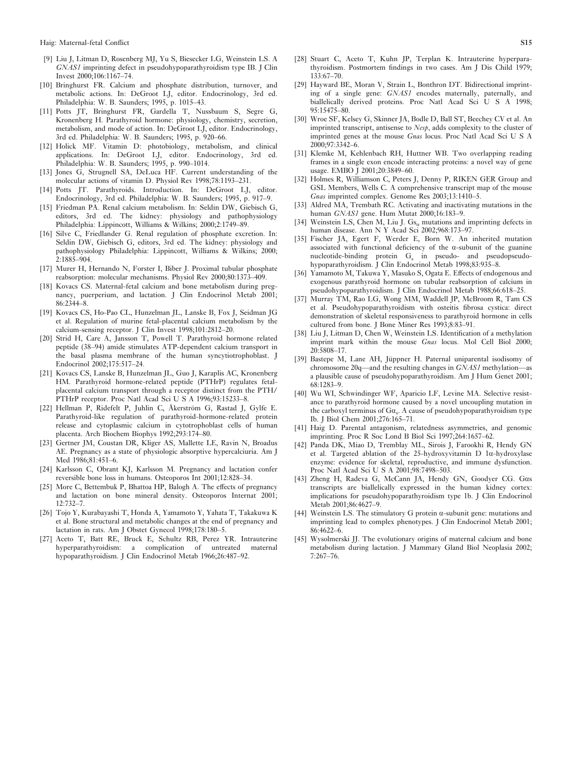[9] Liu J, Litman D, Rosenberg MJ, Yu S, Biesecker LG, Weinstein LS. A *GNAS1* imprinting defect in pseudohypoparathyroidism type IB. J Clin Invest 2000;106:1167–74.

[10] Bringhurst FR. Calcium and phosphate distribution, turnover, and metabolic actions. In: DeGroot LJ, editor. Endocrinology, 3rd ed. Philadelphia: W. B. Saunders; 1995, p. 1015–43.

[11] Potts JT, Bringhurst FR, Gardella T, Nussbaum S, Segre G, Kronenberg H. Parathyroid hormone: physiology, chemistry, secretion, metabolism, and mode of action. In: DeGroot LJ, editor. Endocrinology, 3rd ed. Philadelphia: W. B. Saunders; 1995, p. 920–66.

[12] Holick MF. Vitamin D: photobiology, metabolism, and clinical applications. In: DeGroot LJ, editor. Endocrinology, 3rd ed. Philadelphia: W. B. Saunders; 1995, p. 990–1014.

[13] Jones G, Strugnell SA, DeLuca HF. Current understanding of the molecular actions of vitamin D. Physiol Rev 1998;78:1193–231.

[14] Potts JT. Parathyroids. Introduction. In: DeGroot LJ, editor. Endocrinology, 3rd ed. Philadelphia: W. B. Saunders; 1995, p. 917–9.

[15] Friedman PA. Renal calcium metabolism. In: Seldin DW, Giebisch G, editors, 3rd ed. The kidney: physiology and pathophysiology Philadelphia: Lippincott, Williams & Wilkins; 2000;2:1749–89.

[16] Silve C, Friedlander G. Renal regulation of phosphate excretion. In: Seldin DW, Giebisch G, editors, 3rd ed. The kidney: physiology and pathophysiology Philadelphia: Lippincott, Williams & Wilkins; 2000; 2:1885–904.

[17] Murer H, Hernando N, Forster I, Biber J. Proximal tubular phosphate reabsorption: molecular mechanisms. Physiol Rev 2000;80:1373–409.

[18] Kovacs CS. Maternal-fetal calcium and bone metabolism during pregnancy, puerperium, and lactation. J Clin Endocrinol Metab 2001; 86:2344–8.

[19] Kovacs CS, Ho-Pao CL, Hunzelman JL, Lanske B, Fox J, Seidman JG et al. Regulation of murine fetal-placental calcium metabolism by the calcium-sensing receptor. J Clin Invest 1998;101:2812–20.

[20] Strid H, Care A, Jansson T, Powell T. Parathyroid hormone related peptide (38–94) amide stimulates ATP-dependent calcium transport in the basal plasma membrane of the human syncytiotrophoblast. J Endocrinol 2002;175:517–24.

[21] Kovacs CS, Lanske B, Hunzelman JL, Guo J, Karaplis AC, Kronenberg HM. Parathyroid hormone-related peptide (PTHrP) regulates fetal-placental calcium transport through a receptor distinct from the PTH/PTHrP receptor. Proc Natl Acad Sci U S A 1996;93:15233–8.

[22] Hellman P, Ridefelt P, Juhlin C, Åkerström G, Rastad J, Gylfe E. Parathyroid-like regulation of parathyroid-hormone-related protein release and cytoplasmic calcium in cytotrophoblast cells of human placenta. Arch Biochem Biophys 1992;293:174–80.

[23] Gertner JM, Coustan DR, Kliger AS, Mallette LE, Ravin N, Broadus AE. Pregnancy as a state of physiologic absorptive hypercalciuria. Am J Med 1986;81:451–6.

[24] Karlsson C, Obrant KJ, Karlsson M. Pregnancy and lactation confer reversible bone loss in humans. Osteoporos Int 2001;12:828–34.

[25] More C, Bettembuk P, Bhattoa HP, Balogh A. The effects of pregnancy and lactation on bone mineral density. Osteoporos Internat 2001; 12:732–7.

[26] Tojo Y, Kurabayashi T, Honda A, Yamamoto Y, Yahata T, Takakuwa K et al. Bone structural and metabolic changes at the end of pregnancy and lactation in rats. Am J Obstet Gynecol 1998;178:180–5.

[27] Aceto T, Batt RE, Bruck E, Schultz RB, Perez YR. Intrauterine hyperparathyroidism: a complication of untreated maternal hypoparathyroidism. J Clin Endocrinol Metab 1966;26:487–92.

[28] Stuart C, Aceto T, Kuhn JP, Terplan K. Intrauterine hyperparathyroidism. Postmortem findings in two cases. Am J Dis Child 1979; 133:67–70.

[29] Hayward BE, Moran V, Strain L, Bonthron DT. Bidirectional imprinting of a single gene: *GNAS1* encodes maternally, paternally, and biallelically derived proteins. Proc Natl Acad Sci U S A 1998; 95:15475–80.

[30] Wroe SF, Kelsey G, Skinner JA, Bodle D, Ball ST, Beechey CV et al. An imprinted transcript, antisense to *Nesp*, adds complexity to the cluster of imprinted genes at the mouse *Gnas* locus. Proc Natl Acad Sci U S A 2000;97:3342–6.

[31] Klemke M, Kehlenbach RH, Huttner WB. Two overlapping reading frames in a single exon encode interacting proteins: a novel way of gene usage. EMBO J 2001;20:3849–60.

[32] Holmes R, Williamson C, Peters J, Denny P, RIKEN GER Group and GSL Members, Wells C. A comprehensive transcript map of the mouse *Gnas* imprinted complex. Genome Res 2003;13:1410–5.

[33] Aldred MA, Trembath RC. Activating and inactivating mutations in the human *GNAS1* gene. Hum Mutat 2000;16:183–9.

[34] Weinstein LS, Chen M, Liu J. $Gs_{\alpha}$ mutations and imprinting defects in human disease. Ann N Y Acad Sci 2002;968:173–97.

[35] Fischer JA, Egert F, Werder E, Born W. An inherited mutation associated with functional deficiency of the α-subunit of the guanine nucleotide-binding protein $G_s$ in pseudo- and pseudopseudohypoparathyroidism. J Clin Endocrinol Metab 1998;83:935–8.

[36] Yamamoto M, Takuwa Y, Masuko S, Ogata E. Effects of endogenous and exogenous parathyroid hormone on tubular reabsorption of calcium in pseudohypoparathyroidism. J Clin Endocrinol Metab 1988;66:618–25.

[37] Murray TM, Rao LG, Wong MM, Waddell JP, McBroom R, Tam CS et al. Pseudohypoparathyroidism with osteitis fibrosa cystica: direct demonstration of skeletal responsiveness to parathyroid hormone in cells cultured from bone. J Bone Miner Res 1993;8:83–91.

[38] Liu J, Litman D, Chen W, Weinstein LS. Identification of a methylation imprint mark within the mouse *Gnas* locus. Mol Cell Biol 2000; 20:5808–17.

[39] Bastepe M, Lane AH, Jüppner H. Paternal uniparental isodisomy of chromosome 20q—and the resulting changes in *GNAS1* methylation—as a plausible cause of pseudohypoparathyroidism. Am J Hum Genet 2001; 68:1283–9.

[40] Wu WI, Schwindinger WF, Aparicio LF, Levine MA. Selective resistance to parathyroid hormone caused by a novel uncoupling mutation in the carboxyl terminus of $G\alpha_s$. A cause of pseudohypoparathyroidism type Ib. J Biol Chem 2001;276:165–71.

[41] Haig D. Parental antagonism, relatedness asymmetries, and genomic imprinting. Proc R Soc Lond B Biol Sci 1997;264:1657–62.

[42] Panda DK, Miao D, Tremblay ML, Sirois J, Farookhi R, Hendy GN et al. Targeted ablation of the 25-hydroxyvitamin D 1α-hydroxylase enzyme: evidence for skeletal, reproductive, and immune dysfunction. Proc Natl Acad Sci U S A 2001;98:7498–503.

[43] Zheng H, Radeva G, McCann JA, Hendy GN, Goodyer CG. Gαs transcripts are biallelically expressed in the human kidney cortex: implications for pseudohypoparathyroidism type 1b. J Clin Endocrinol Metab 2001;86:4627–9.

[44] Weinstein LS. The stimulatory G protein α-subunit gene: mutations and imprinting lead to complex phenotypes. J Clin Endocrinol Metab 2001; 86:4622–6.

[45] Wysolmerski JJ. The evolutionary origins of maternal calcium and bone metabolism during lactation. J Mammary Gland Biol Neoplasia 2002; 7:267–76.